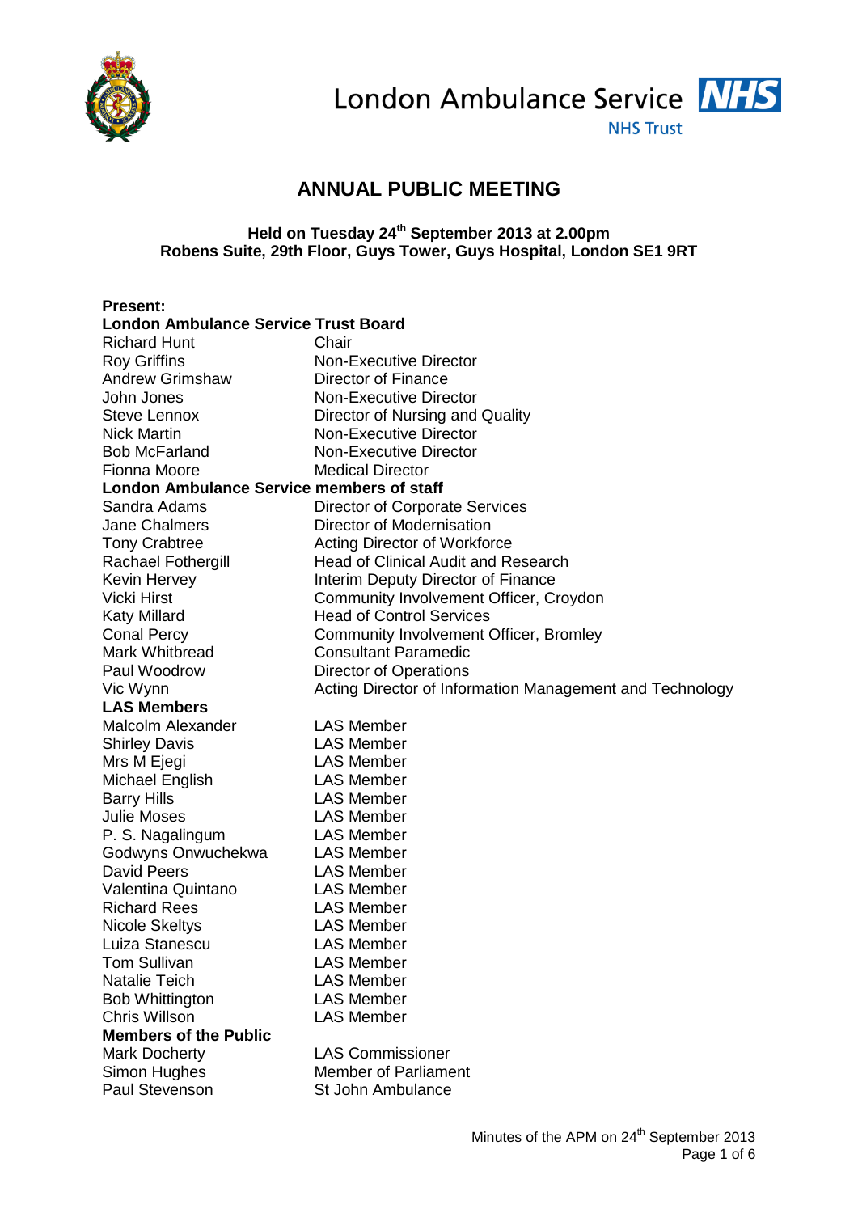London Ambulance Service NHS Trust

# ANNUAL PUBLIC MEETING

**Held on Tuesday 24th September 2013 at 2.00pm**
**Robens Suite, 29th Floor, Guys Tower, Guys Hospital, London SE1 9RT**

**Present:**

**London Ambulance Service Trust Board**

| | |
|---|---|
| Richard Hunt | Chair |
| Roy Griffins | Non-Executive Director |
| Andrew Grimshaw | Director of Finance |
| John Jones | Non-Executive Director |
| Steve Lennox | Director of Nursing and Quality |
| Nick Martin | Non-Executive Director |
| Bob McFarland | Non-Executive Director |
| Fionna Moore | Medical Director |

**London Ambulance Service members of staff**

| | |
|---|---|
| Sandra Adams | Director of Corporate Services |
| Jane Chalmers | Director of Modernisation |
| Tony Crabtree | Acting Director of Workforce |
| Rachael Fothergill | Head of Clinical Audit and Research |
| Kevin Hervey | Interim Deputy Director of Finance |
| Vicki Hirst | Community Involvement Officer, Croydon |
| Katy Millard | Head of Control Services |
| Conal Percy | Community Involvement Officer, Bromley |
| Mark Whitbread | Consultant Paramedic |
| Paul Woodrow | Director of Operations |
| Vic Wynn | Acting Director of Information Management and Technology |

**LAS Members**

| | |
|---|---|
| Malcolm Alexander | LAS Member |
| Shirley Davis | LAS Member |
| Mrs M Ejegi | LAS Member |
| Michael English | LAS Member |
| Barry Hills | LAS Member |
| Julie Moses | LAS Member |
| P. S. Nagalingum | LAS Member |
| Godwyns Onwuchekwa | LAS Member |
| David Peers | LAS Member |
| Valentina Quintano | LAS Member |
| Richard Rees | LAS Member |
| Nicole Skeltys | LAS Member |
| Luiza Stanescu | LAS Member |
| Tom Sullivan | LAS Member |
| Natalie Teich | LAS Member |
| Bob Whittington | LAS Member |
| Chris Willson | LAS Member |

**Members of the Public**

| | |
|---|---|
| Mark Docherty | LAS Commissioner |
| Simon Hughes | Member of Parliament |
| Paul Stevenson | St John Ambulance |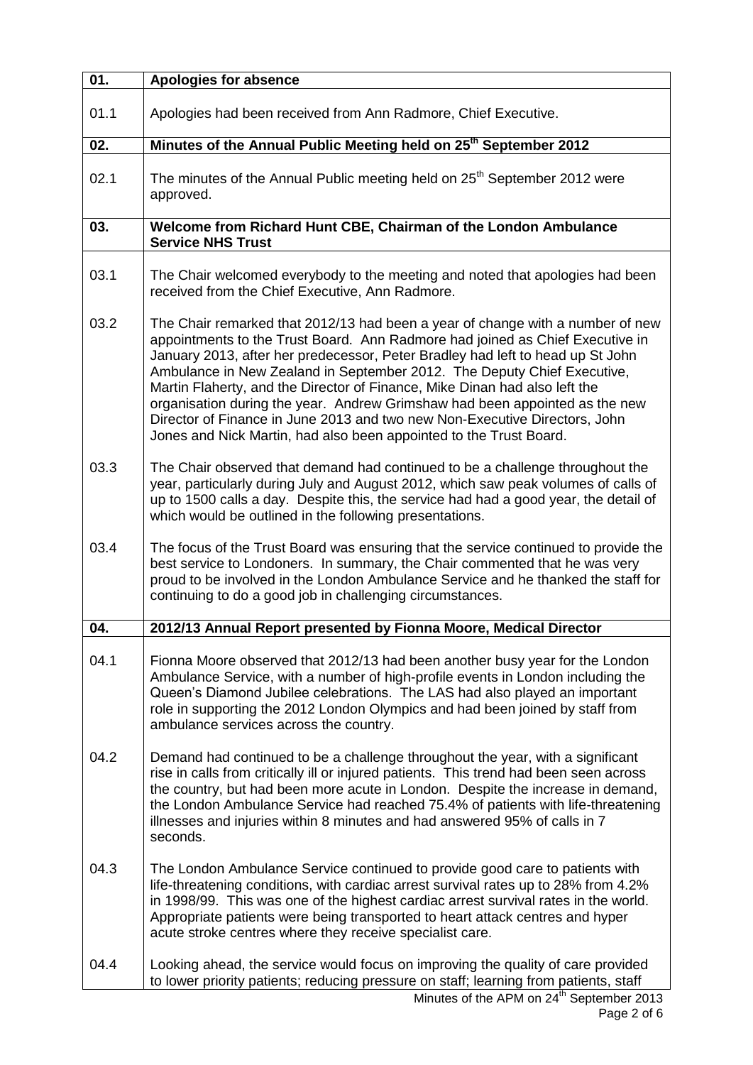| | |
|---|---|
| **01.** | **Apologies for absence** |
| 01.1 | Apologies had been received from Ann Radmore, Chief Executive. |
| **02.** | **Minutes of the Annual Public Meeting held on 25th September 2012** |
| 02.1 | The minutes of the Annual Public meeting held on 25th September 2012 were approved. |
| **03.** | **Welcome from Richard Hunt CBE, Chairman of the London Ambulance Service NHS Trust** |
| 03.1 | The Chair welcomed everybody to the meeting and noted that apologies had been received from the Chief Executive, Ann Radmore. |
| 03.2 | The Chair remarked that 2012/13 had been a year of change with a number of new appointments to the Trust Board. Ann Radmore had joined as Chief Executive in January 2013, after her predecessor, Peter Bradley had left to head up St John Ambulance in New Zealand in September 2012. The Deputy Chief Executive, Martin Flaherty, and the Director of Finance, Mike Dinan had also left the organisation during the year. Andrew Grimshaw had been appointed as the new Director of Finance in June 2013 and two new Non-Executive Directors, John Jones and Nick Martin, had also been appointed to the Trust Board. |
| 03.3 | The Chair observed that demand had continued to be a challenge throughout the year, particularly during July and August 2012, which saw peak volumes of calls of up to 1500 calls a day. Despite this, the service had had a good year, the detail of which would be outlined in the following presentations. |
| 03.4 | The focus of the Trust Board was ensuring that the service continued to provide the best service to Londoners. In summary, the Chair commented that he was very proud to be involved in the London Ambulance Service and he thanked the staff for continuing to do a good job in challenging circumstances. |
| **04.** | **2012/13 Annual Report presented by Fionna Moore, Medical Director** |
| 04.1 | Fionna Moore observed that 2012/13 had been another busy year for the London Ambulance Service, with a number of high-profile events in London including the Queen's Diamond Jubilee celebrations. The LAS had also played an important role in supporting the 2012 London Olympics and had been joined by staff from ambulance services across the country. |
| 04.2 | Demand had continued to be a challenge throughout the year, with a significant rise in calls from critically ill or injured patients. This trend had been seen across the country, but had been more acute in London. Despite the increase in demand, the London Ambulance Service had reached 75.4% of patients with life-threatening illnesses and injuries within 8 minutes and had answered 95% of calls in 7 seconds. |
| 04.3 | The London Ambulance Service continued to provide good care to patients with life-threatening conditions, with cardiac arrest survival rates up to 28% from 4.2% in 1998/99. This was one of the highest cardiac arrest survival rates in the world. Appropriate patients were being transported to heart attack centres and hyper acute stroke centres where they receive specialist care. |
| 04.4 | Looking ahead, the service would focus on improving the quality of care provided to lower priority patients; reducing pressure on staff; learning from patients, staff |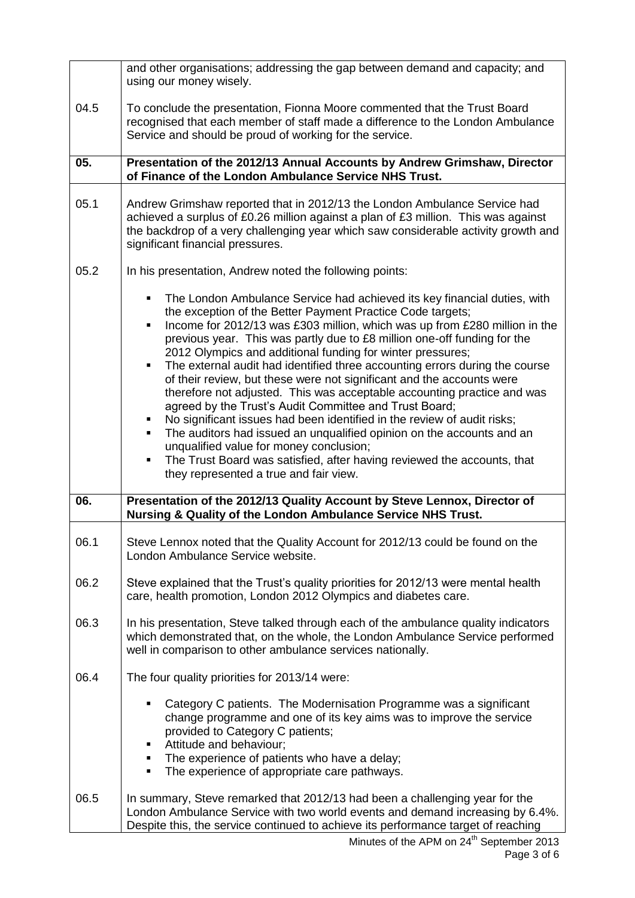| | |
|---|---|
| | and other organisations; addressing the gap between demand and capacity; and using our money wisely. |
| 04.5 | To conclude the presentation, Fionna Moore commented that the Trust Board recognised that each member of staff made a difference to the London Ambulance Service and should be proud of working for the service. |
| **05.** | **Presentation of the 2012/13 Annual Accounts by Andrew Grimshaw, Director of Finance of the London Ambulance Service NHS Trust.** |
| 05.1 | Andrew Grimshaw reported that in 2012/13 the London Ambulance Service had achieved a surplus of £0.26 million against a plan of £3 million. This was against the backdrop of a very challenging year which saw considerable activity growth and significant financial pressures. |
| 05.2 | In his presentation, Andrew noted the following points:<br><br>- The London Ambulance Service had achieved its key financial duties, with the exception of the Better Payment Practice Code targets;<br>- Income for 2012/13 was £303 million, which was up from £280 million in the previous year. This was partly due to £8 million one-off funding for the 2012 Olympics and additional funding for winter pressures;<br>- The external audit had identified three accounting errors during the course of their review, but these were not significant and the accounts were therefore not adjusted. This was acceptable accounting practice and was agreed by the Trust's Audit Committee and Trust Board;<br>- No significant issues had been identified in the review of audit risks;<br>- The auditors had issued an unqualified opinion on the accounts and an unqualified value for money conclusion;<br>- The Trust Board was satisfied, after having reviewed the accounts, that they represented a true and fair view. |
| **06.** | **Presentation of the 2012/13 Quality Account by Steve Lennox, Director of Nursing & Quality of the London Ambulance Service NHS Trust.** |
| 06.1 | Steve Lennox noted that the Quality Account for 2012/13 could be found on the London Ambulance Service website. |
| 06.2 | Steve explained that the Trust's quality priorities for 2012/13 were mental health care, health promotion, London 2012 Olympics and diabetes care. |
| 06.3 | In his presentation, Steve talked through each of the ambulance quality indicators which demonstrated that, on the whole, the London Ambulance Service performed well in comparison to other ambulance services nationally. |
| 06.4 | The four quality priorities for 2013/14 were:<br><br>- Category C patients. The Modernisation Programme was a significant change programme and one of its key aims was to improve the service provided to Category C patients;<br>- Attitude and behaviour;<br>- The experience of patients who have a delay;<br>- The experience of appropriate care pathways. |
| 06.5 | In summary, Steve remarked that 2012/13 had been a challenging year for the London Ambulance Service with two world events and demand increasing by 6.4%. Despite this, the service continued to achieve its performance target of reaching |

Minutes of the APM on 24th September 2013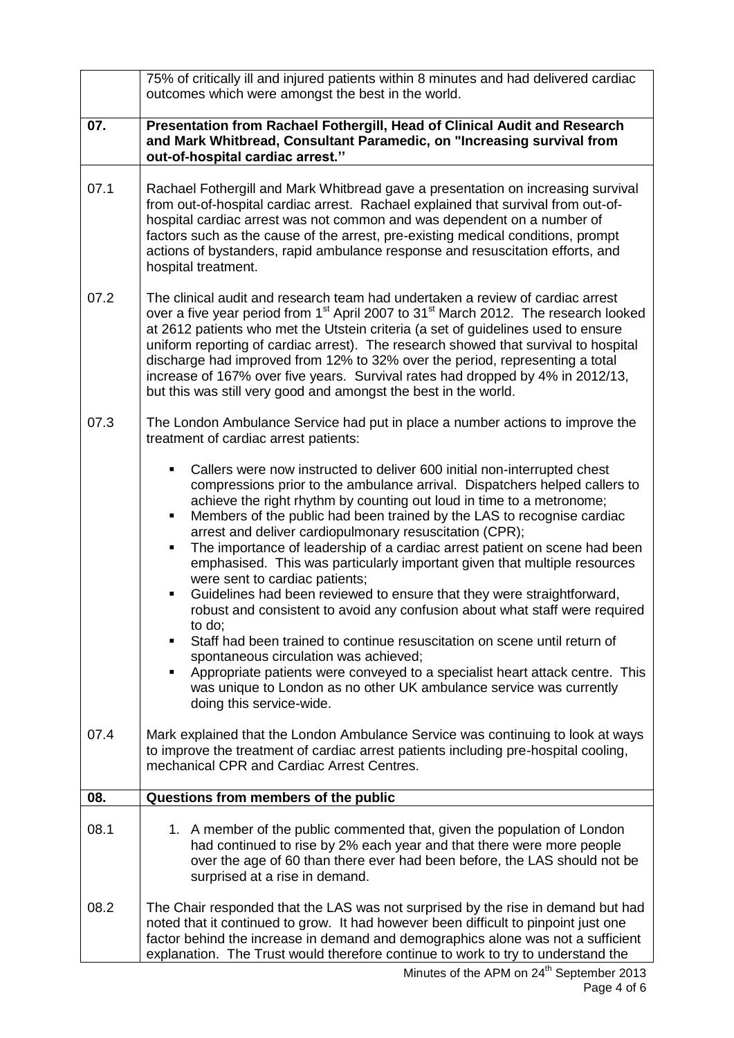| | |
|---|---|
| | 75% of critically ill and injured patients within 8 minutes and had delivered cardiac outcomes which were amongst the best in the world. |
| **07.** | **Presentation from Rachael Fothergill, Head of Clinical Audit and Research and Mark Whitbread, Consultant Paramedic, on "Increasing survival from out-of-hospital cardiac arrest.''** |
| 07.1 | Rachael Fothergill and Mark Whitbread gave a presentation on increasing survival from out-of-hospital cardiac arrest. Rachael explained that survival from out-of-hospital cardiac arrest was not common and was dependent on a number of factors such as the cause of the arrest, pre-existing medical conditions, prompt actions of bystanders, rapid ambulance response and resuscitation efforts, and hospital treatment. |
| 07.2 | The clinical audit and research team had undertaken a review of cardiac arrest over a five year period from 1st April 2007 to 31st March 2012. The research looked at 2612 patients who met the Utstein criteria (a set of guidelines used to ensure uniform reporting of cardiac arrest). The research showed that survival to hospital discharge had improved from 12% to 32% over the period, representing a total increase of 167% over five years. Survival rates had dropped by 4% in 2012/13, but this was still very good and amongst the best in the world. |
| 07.3 | The London Ambulance Service had put in place a number actions to improve the treatment of cardiac arrest patients:<br><br>▪ Callers were now instructed to deliver 600 initial non-interrupted chest compressions prior to the ambulance arrival. Dispatchers helped callers to achieve the right rhythm by counting out loud in time to a metronome;<br>▪ Members of the public had been trained by the LAS to recognise cardiac arrest and deliver cardiopulmonary resuscitation (CPR);<br>▪ The importance of leadership of a cardiac arrest patient on scene had been emphasised. This was particularly important given that multiple resources were sent to cardiac patients;<br>▪ Guidelines had been reviewed to ensure that they were straightforward, robust and consistent to avoid any confusion about what staff were required to do;<br>▪ Staff had been trained to continue resuscitation on scene until return of spontaneous circulation was achieved;<br>▪ Appropriate patients were conveyed to a specialist heart attack centre. This was unique to London as no other UK ambulance service was currently doing this service-wide. |
| 07.4 | Mark explained that the London Ambulance Service was continuing to look at ways to improve the treatment of cardiac arrest patients including pre-hospital cooling, mechanical CPR and Cardiac Arrest Centres. |
| **08.** | **Questions from members of the public** |
| 08.1 | 1. A member of the public commented that, given the population of London had continued to rise by 2% each year and that there were more people over the age of 60 than there ever had been before, the LAS should not be surprised at a rise in demand. |
| 08.2 | The Chair responded that the LAS was not surprised by the rise in demand but had noted that it continued to grow. It had however been difficult to pinpoint just one factor behind the increase in demand and demographics alone was not a sufficient explanation. The Trust would therefore continue to work to try to understand the |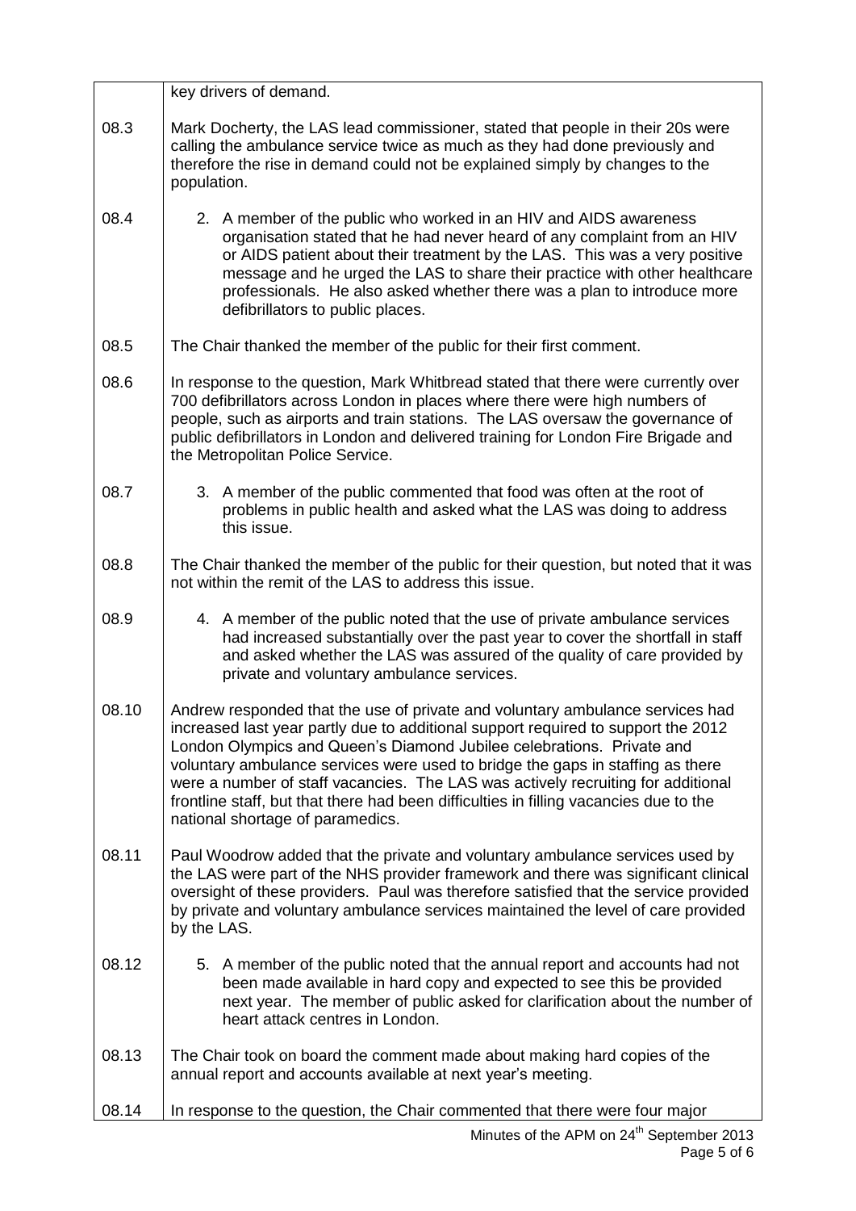| | |
|---|---|
| | key drivers of demand. |
| 08.3 | Mark Docherty, the LAS lead commissioner, stated that people in their 20s were calling the ambulance service twice as much as they had done previously and therefore the rise in demand could not be explained simply by changes to the population. |
| 08.4 | 2. A member of the public who worked in an HIV and AIDS awareness organisation stated that he had never heard of any complaint from an HIV or AIDS patient about their treatment by the LAS. This was a very positive message and he urged the LAS to share their practice with other healthcare professionals. He also asked whether there was a plan to introduce more defibrillators to public places. |
| 08.5 | The Chair thanked the member of the public for their first comment. |
| 08.6 | In response to the question, Mark Whitbread stated that there were currently over 700 defibrillators across London in places where there were high numbers of people, such as airports and train stations. The LAS oversaw the governance of public defibrillators in London and delivered training for London Fire Brigade and the Metropolitan Police Service. |
| 08.7 | 3. A member of the public commented that food was often at the root of problems in public health and asked what the LAS was doing to address this issue. |
| 08.8 | The Chair thanked the member of the public for their question, but noted that it was not within the remit of the LAS to address this issue. |
| 08.9 | 4. A member of the public noted that the use of private ambulance services had increased substantially over the past year to cover the shortfall in staff and asked whether the LAS was assured of the quality of care provided by private and voluntary ambulance services. |
| 08.10 | Andrew responded that the use of private and voluntary ambulance services had increased last year partly due to additional support required to support the 2012 London Olympics and Queen's Diamond Jubilee celebrations. Private and voluntary ambulance services were used to bridge the gaps in staffing as there were a number of staff vacancies. The LAS was actively recruiting for additional frontline staff, but that there had been difficulties in filling vacancies due to the national shortage of paramedics. |
| 08.11 | Paul Woodrow added that the private and voluntary ambulance services used by the LAS were part of the NHS provider framework and there was significant clinical oversight of these providers. Paul was therefore satisfied that the service provided by private and voluntary ambulance services maintained the level of care provided by the LAS. |
| 08.12 | 5. A member of the public noted that the annual report and accounts had not been made available in hard copy and expected to see this be provided next year. The member of public asked for clarification about the number of heart attack centres in London. |
| 08.13 | The Chair took on board the comment made about making hard copies of the annual report and accounts available at next year's meeting. |
| 08.14 | In response to the question, the Chair commented that there were four major |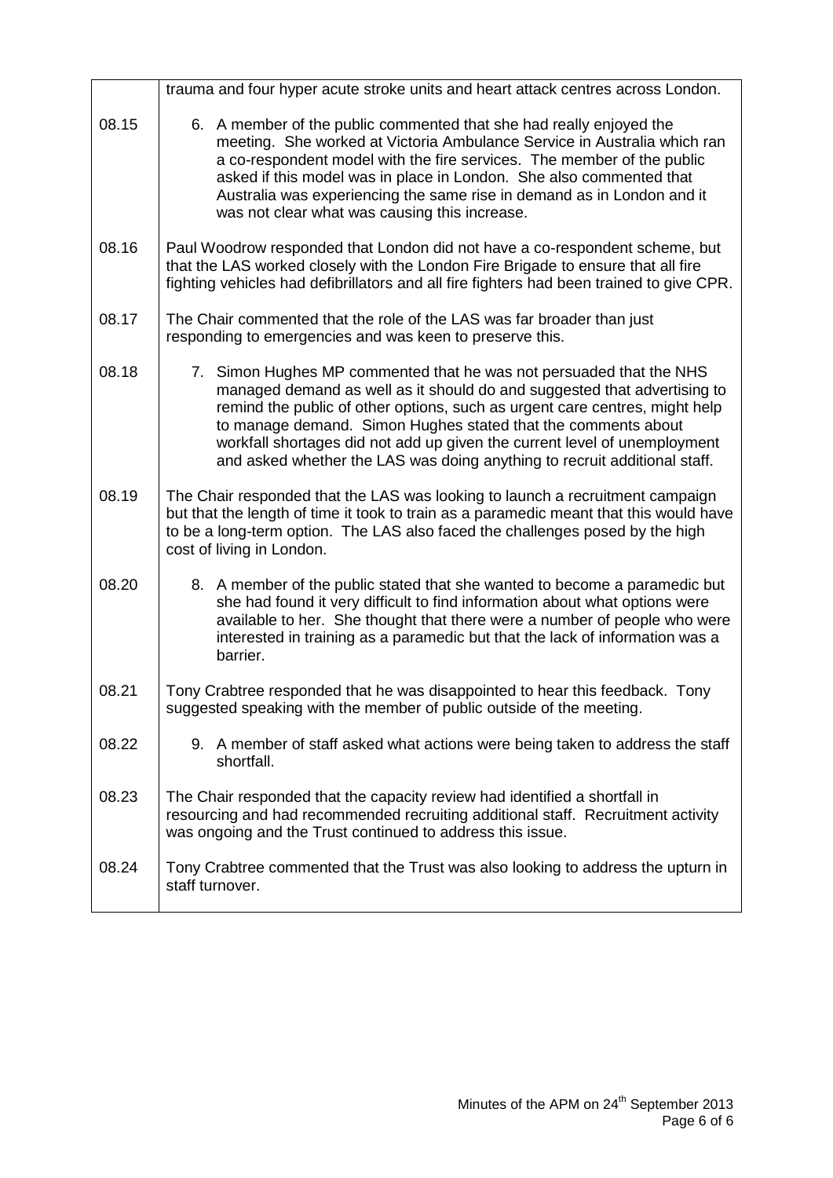| | |
|---|---|
| | trauma and four hyper acute stroke units and heart attack centres across London. |
| 08.15 | 6. A member of the public commented that she had really enjoyed the meeting. She worked at Victoria Ambulance Service in Australia which ran a co-respondent model with the fire services. The member of the public asked if this model was in place in London. She also commented that Australia was experiencing the same rise in demand as in London and it was not clear what was causing this increase. |
| 08.16 | Paul Woodrow responded that London did not have a co-respondent scheme, but that the LAS worked closely with the London Fire Brigade to ensure that all fire fighting vehicles had defibrillators and all fire fighters had been trained to give CPR. |
| 08.17 | The Chair commented that the role of the LAS was far broader than just responding to emergencies and was keen to preserve this. |
| 08.18 | 7. Simon Hughes MP commented that he was not persuaded that the NHS managed demand as well as it should do and suggested that advertising to remind the public of other options, such as urgent care centres, might help to manage demand. Simon Hughes stated that the comments about workfall shortages did not add up given the current level of unemployment and asked whether the LAS was doing anything to recruit additional staff. |
| 08.19 | The Chair responded that the LAS was looking to launch a recruitment campaign but that the length of time it took to train as a paramedic meant that this would have to be a long-term option. The LAS also faced the challenges posed by the high cost of living in London. |
| 08.20 | 8. A member of the public stated that she wanted to become a paramedic but she had found it very difficult to find information about what options were available to her. She thought that there were a number of people who were interested in training as a paramedic but that the lack of information was a barrier. |
| 08.21 | Tony Crabtree responded that he was disappointed to hear this feedback. Tony suggested speaking with the member of public outside of the meeting. |
| 08.22 | 9. A member of staff asked what actions were being taken to address the staff shortfall. |
| 08.23 | The Chair responded that the capacity review had identified a shortfall in resourcing and had recommended recruiting additional staff. Recruitment activity was ongoing and the Trust continued to address this issue. |
| 08.24 | Tony Crabtree commented that the Trust was also looking to address the upturn in staff turnover. |